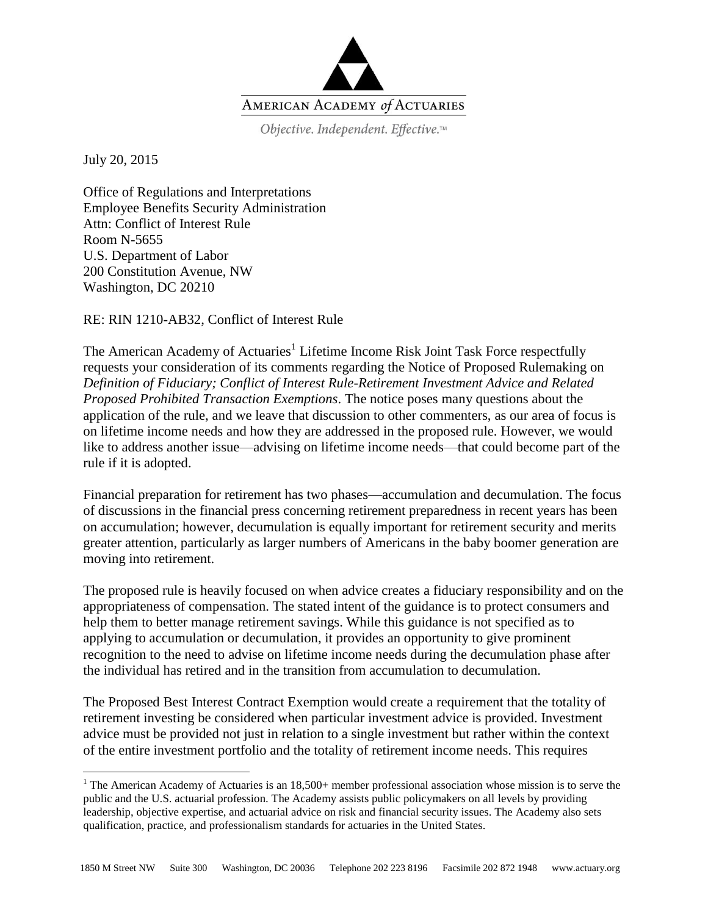AMERICAN ACADEMY *of* ACTUARIES

*Objective. Independent. Effective.*™

July 20, 2015

Office of Regulations and Interpretations
Employee Benefits Security Administration
Attn: Conflict of Interest Rule
Room N-5655
U.S. Department of Labor
200 Constitution Avenue, NW
Washington, DC 20210

RE: RIN 1210-AB32, Conflict of Interest Rule

The American Academy of Actuaries[1] Lifetime Income Risk Joint Task Force respectfully requests your consideration of its comments regarding the Notice of Proposed Rulemaking on *Definition of Fiduciary; Conflict of Interest Rule-Retirement Investment Advice and Related Proposed Prohibited Transaction Exemptions*. The notice poses many questions about the application of the rule, and we leave that discussion to other commenters, as our area of focus is on lifetime income needs and how they are addressed in the proposed rule. However, we would like to address another issue—advising on lifetime income needs—that could become part of the rule if it is adopted.

Financial preparation for retirement has two phases—accumulation and decumulation. The focus of discussions in the financial press concerning retirement preparedness in recent years has been on accumulation; however, decumulation is equally important for retirement security and merits greater attention, particularly as larger numbers of Americans in the baby boomer generation are moving into retirement.

The proposed rule is heavily focused on when advice creates a fiduciary responsibility and on the appropriateness of compensation. The stated intent of the guidance is to protect consumers and help them to better manage retirement savings. While this guidance is not specified as to applying to accumulation or decumulation, it provides an opportunity to give prominent recognition to the need to advise on lifetime income needs during the decumulation phase after the individual has retired and in the transition from accumulation to decumulation.

The Proposed Best Interest Contract Exemption would create a requirement that the totality of retirement investing be considered when particular investment advice is provided. Investment advice must be provided not just in relation to a single investment but rather within the context of the entire investment portfolio and the totality of retirement income needs. This requires

[1] The American Academy of Actuaries is an 18,500+ member professional association whose mission is to serve the public and the U.S. actuarial profession. The Academy assists public policymakers on all levels by providing leadership, objective expertise, and actuarial advice on risk and financial security issues. The Academy also sets qualification, practice, and professionalism standards for actuaries in the United States.

1850 M Street NW Suite 300 Washington, DC 20036 Telephone 202 223 8196 Facsimile 202 872 1948 www.actuary.org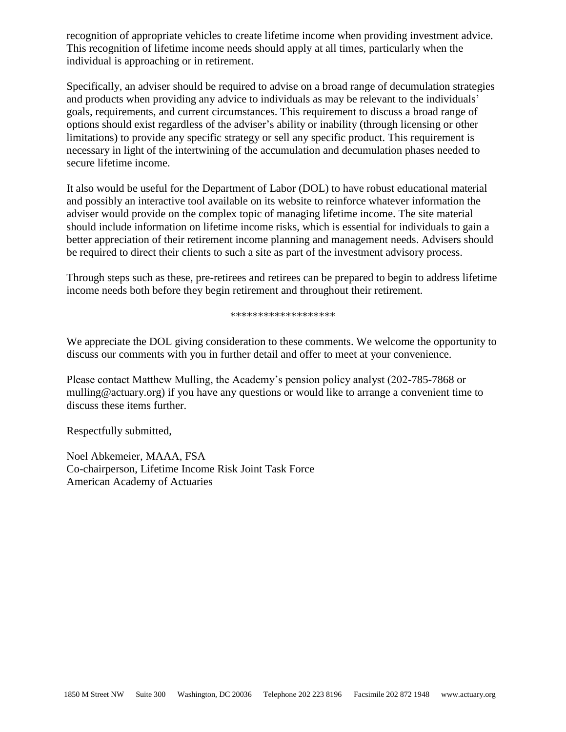recognition of appropriate vehicles to create lifetime income when providing investment advice. This recognition of lifetime income needs should apply at all times, particularly when the individual is approaching or in retirement.

Specifically, an adviser should be required to advise on a broad range of decumulation strategies and products when providing any advice to individuals as may be relevant to the individuals' goals, requirements, and current circumstances. This requirement to discuss a broad range of options should exist regardless of the adviser's ability or inability (through licensing or other limitations) to provide any specific strategy or sell any specific product. This requirement is necessary in light of the intertwining of the accumulation and decumulation phases needed to secure lifetime income.

It also would be useful for the Department of Labor (DOL) to have robust educational material and possibly an interactive tool available on its website to reinforce whatever information the adviser would provide on the complex topic of managing lifetime income. The site material should include information on lifetime income risks, which is essential for individuals to gain a better appreciation of their retirement income planning and management needs. Advisers should be required to direct their clients to such a site as part of the investment advisory process.

Through steps such as these, pre-retirees and retirees can be prepared to begin to address lifetime income needs both before they begin retirement and throughout their retirement.

*******************

We appreciate the DOL giving consideration to these comments. We welcome the opportunity to discuss our comments with you in further detail and offer to meet at your convenience.

Please contact Matthew Mulling, the Academy's pension policy analyst (202-785-7868 or mulling@actuary.org) if you have any questions or would like to arrange a convenient time to discuss these items further.

Respectfully submitted,

Noel Abkemeier, MAAA, FSA
Co-chairperson, Lifetime Income Risk Joint Task Force
American Academy of Actuaries

1850 M Street NW Suite 300 Washington, DC 20036 Telephone 202 223 8196 Facsimile 202 872 1948 www.actuary.org